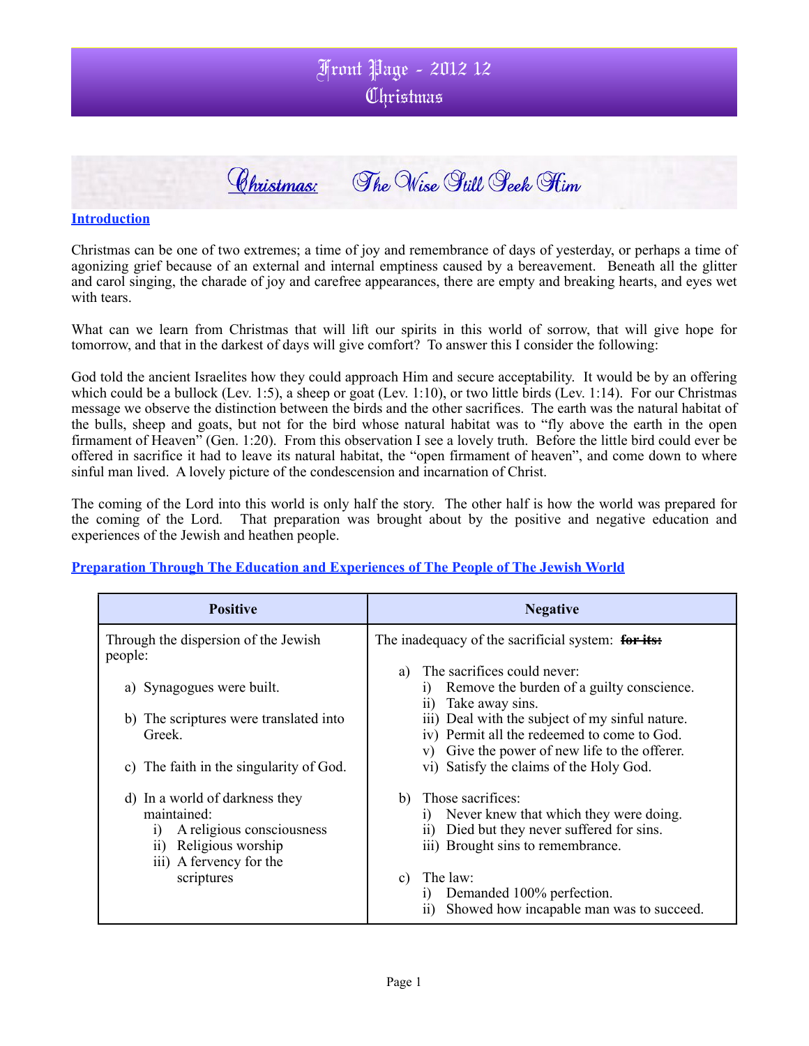# Front Page - 2012 12
# Christmas

## Christmas: The Wise Still Seek Him

### Introduction

Christmas can be one of two extremes; a time of joy and remembrance of days of yesterday, or perhaps a time of agonizing grief because of an external and internal emptiness caused by a bereavement. Beneath all the glitter and carol singing, the charade of joy and carefree appearances, there are empty and breaking hearts, and eyes wet with tears.

What can we learn from Christmas that will lift our spirits in this world of sorrow, that will give hope for tomorrow, and that in the darkest of days will give comfort? To answer this I consider the following:

God told the ancient Israelites how they could approach Him and secure acceptability. It would be by an offering which could be a bullock (Lev. 1:5), a sheep or goat (Lev. 1:10), or two little birds (Lev. 1:14). For our Christmas message we observe the distinction between the birds and the other sacrifices. The earth was the natural habitat of the bulls, sheep and goats, but not for the bird whose natural habitat was to "fly above the earth in the open firmament of Heaven" (Gen. 1:20). From this observation I see a lovely truth. Before the little bird could ever be offered in sacrifice it had to leave its natural habitat, the "open firmament of heaven", and come down to where sinful man lived. A lovely picture of the condescension and incarnation of Christ.

The coming of the Lord into this world is only half the story. The other half is how the world was prepared for the coming of the Lord. That preparation was brought about by the positive and negative education and experiences of the Jewish and heathen people.

### Preparation Through The Education and Experiences of The People of The Jewish World

| Positive | Negative |
|---|---|
| Through the dispersion of the Jewish people:<br><br>a) Synagogues were built.<br><br>b) The scriptures were translated into Greek.<br><br>c) The faith in the singularity of God.<br><br>d) In a world of darkness they maintained:<br>i) A religious consciousness<br>ii) Religious worship<br>iii) A fervency for the scriptures | The inadequacy of the sacrificial system: ~~for its:~~<br><br>a) The sacrifices could never:<br>i) Remove the burden of a guilty conscience.<br>ii) Take away sins.<br>iii) Deal with the subject of my sinful nature.<br>iv) Permit all the redeemed to come to God.<br>v) Give the power of new life to the offerer.<br>vi) Satisfy the claims of the Holy God.<br><br>b) Those sacrifices:<br>i) Never knew that which they were doing.<br>ii) Died but they never suffered for sins.<br>iii) Brought sins to remembrance.<br><br>c) The law:<br>i) Demanded 100% perfection.<br>ii) Showed how incapable man was to succeed. |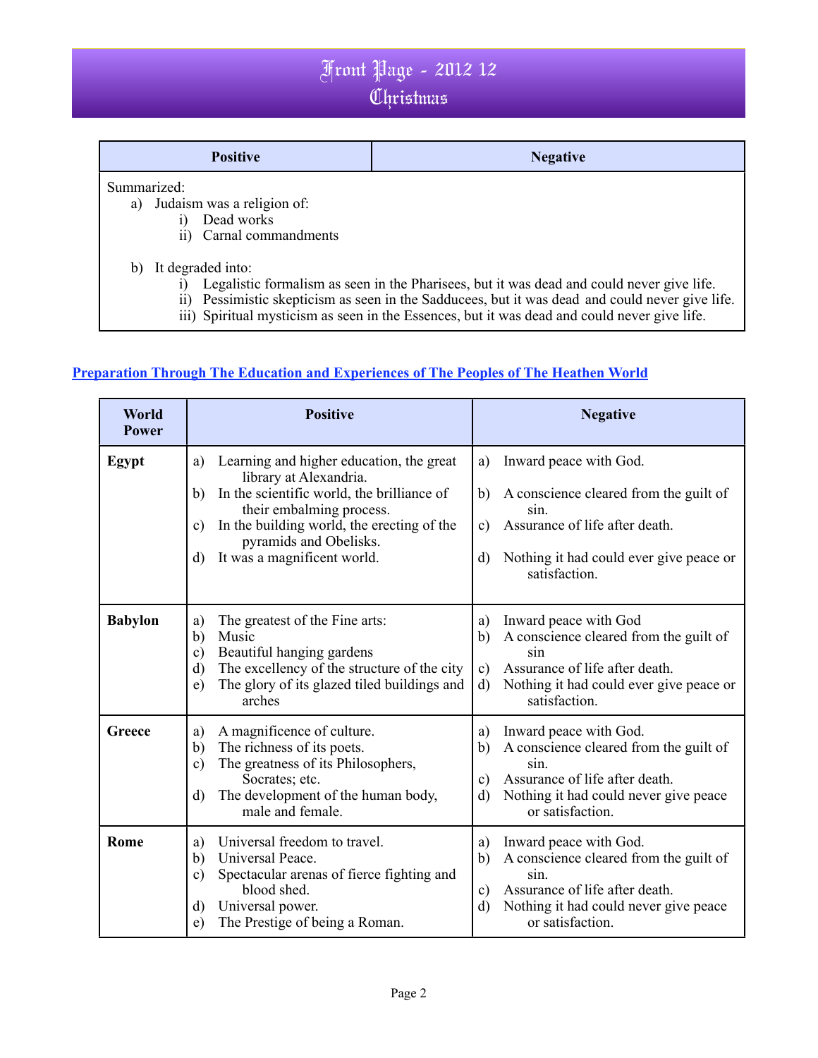# Front Page - 2012 12
# Christmas

| Positive | Negative |
| --- | --- |
| Summarized:<br>a) Judaism was a religion of:<br>i) Dead works<br>ii) Carnal commandments<br><br>b) It degraded into:<br>i) Legalistic formalism as seen in the Pharisees, but it was dead and could never give life.<br>ii) Pessimistic skepticism as seen in the Sadducees, but it was dead and could never give life.<br>iii) Spiritual mysticism as seen in the Essences, but it was dead and could never give life. | |

## Preparation Through The Education and Experiences of The Peoples of The Heathen World

| World Power | Positive | Negative |
| --- | --- | --- |
| **Egypt** | a) Learning and higher education, the great library at Alexandria.<br>b) In the scientific world, the brilliance of their embalming process.<br>c) In the building world, the erecting of the pyramids and Obelisks.<br>d) It was a magnificent world. | a) Inward peace with God.<br>b) A conscience cleared from the guilt of sin.<br>c) Assurance of life after death.<br>d) Nothing it had could ever give peace or satisfaction. |
| **Babylon** | a) The greatest of the Fine arts:<br>b) Music<br>c) Beautiful hanging gardens<br>d) The excellency of the structure of the city<br>e) The glory of its glazed tiled buildings and arches | a) Inward peace with God<br>b) A conscience cleared from the guilt of sin<br>c) Assurance of life after death.<br>d) Nothing it had could ever give peace or satisfaction. |
| **Greece** | a) A magnificence of culture.<br>b) The richness of its poets.<br>c) The greatness of its Philosophers, Socrates; etc.<br>d) The development of the human body, male and female. | a) Inward peace with God.<br>b) A conscience cleared from the guilt of sin.<br>c) Assurance of life after death.<br>d) Nothing it had could never give peace or satisfaction. |
| **Rome** | a) Universal freedom to travel.<br>b) Universal Peace.<br>c) Spectacular arenas of fierce fighting and blood shed.<br>d) Universal power.<br>e) The Prestige of being a Roman. | a) Inward peace with God.<br>b) A conscience cleared from the guilt of sin.<br>c) Assurance of life after death.<br>d) Nothing it had could never give peace or satisfaction. |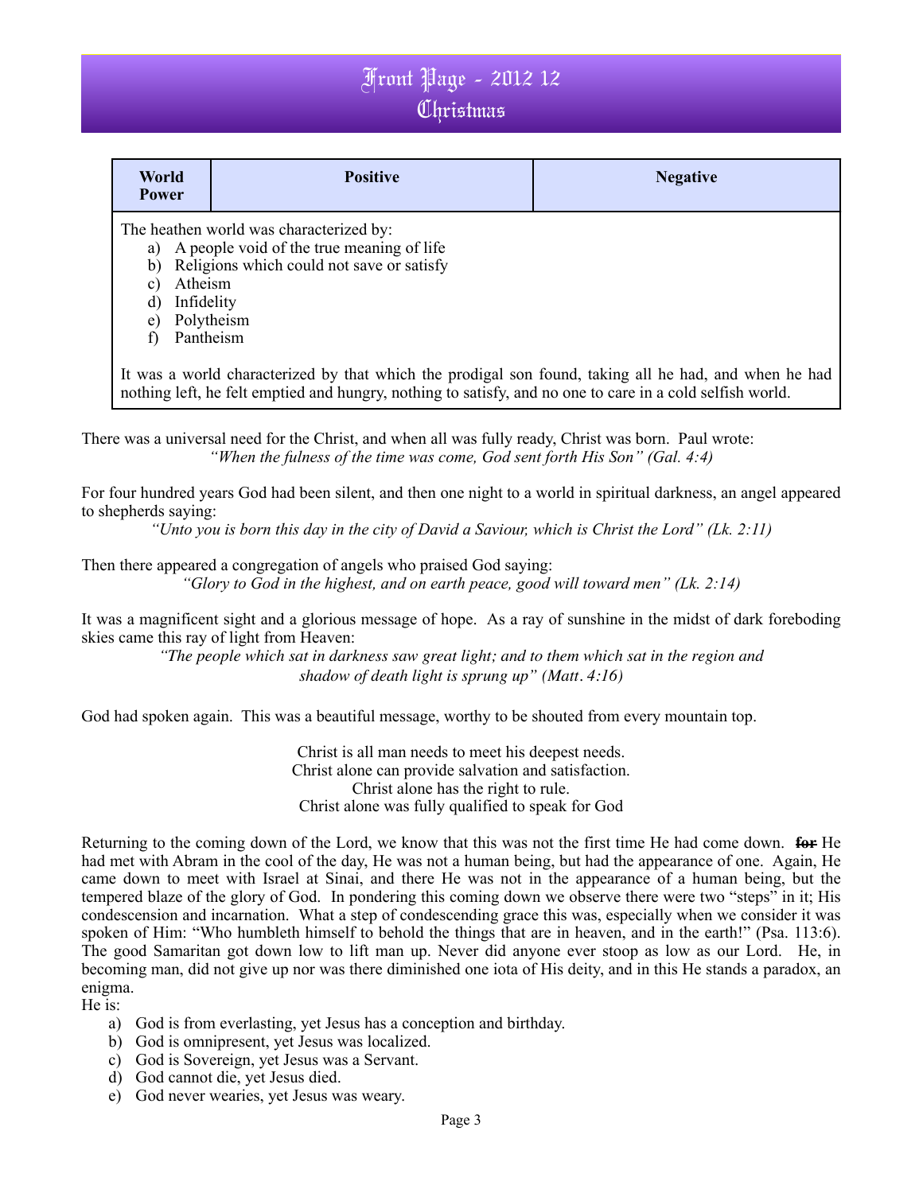# Front Page - 2012 12
# Christmas

| World Power | Positive | Negative |
|---|---|---|
| The heathen world was characterized by:<br>a) A people void of the true meaning of life<br>b) Religions which could not save or satisfy<br>c) Atheism<br>d) Infidelity<br>e) Polytheism<br>f) Pantheism<br><br>It was a world characterized by that which the prodigal son found, taking all he had, and when he had nothing left, he felt emptied and hungry, nothing to satisfy, and no one to care in a cold selfish world. | | |

There was a universal need for the Christ, and when all was fully ready, Christ was born. Paul wrote:

*"When the fulness of the time was come, God sent forth His Son" (Gal. 4:4)*

For four hundred years God had been silent, and then one night to a world in spiritual darkness, an angel appeared to shepherds saying:

*"Unto you is born this day in the city of David a Saviour, which is Christ the Lord" (Lk. 2:11)*

Then there appeared a congregation of angels who praised God saying:

*"Glory to God in the highest, and on earth peace, good will toward men" (Lk. 2:14)*

It was a magnificent sight and a glorious message of hope. As a ray of sunshine in the midst of dark foreboding skies came this ray of light from Heaven:

*"The people which sat in darkness saw great light; and to them which sat in the region and shadow of death light is sprung up" (Matt. 4:16)*

God had spoken again. This was a beautiful message, worthy to be shouted from every mountain top.

Christ is all man needs to meet his deepest needs.
Christ alone can provide salvation and satisfaction.
Christ alone has the right to rule.
Christ alone was fully qualified to speak for God

Returning to the coming down of the Lord, we know that this was not the first time He had come down. ~~for~~ He had met with Abram in the cool of the day, He was not a human being, but had the appearance of one. Again, He came down to meet with Israel at Sinai, and there He was not in the appearance of a human being, but the tempered blaze of the glory of God. In pondering this coming down we observe there were two "steps" in it; His condescension and incarnation. What a step of condescending grace this was, especially when we consider it was spoken of Him: "Who humbleth himself to behold the things that are in heaven, and in the earth!" (Psa. 113:6). The good Samaritan got down low to lift man up. Never did anyone ever stoop as low as our Lord. He, in becoming man, did not give up nor was there diminished one iota of His deity, and in this He stands a paradox, an enigma.

He is:

a) God is from everlasting, yet Jesus has a conception and birthday.
b) God is omnipresent, yet Jesus was localized.
c) God is Sovereign, yet Jesus was a Servant.
d) God cannot die, yet Jesus died.
e) God never wearies, yet Jesus was weary.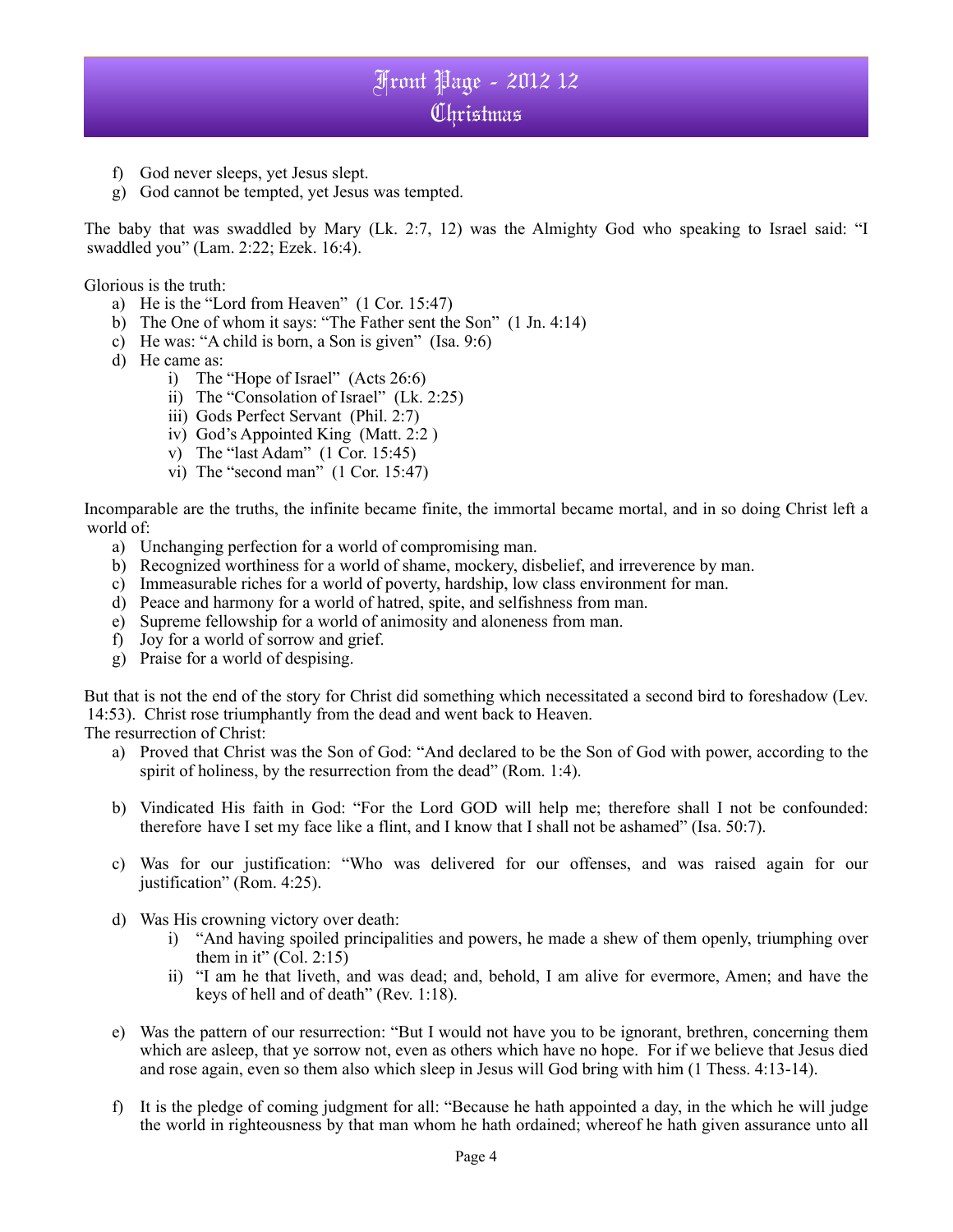f) God never sleeps, yet Jesus slept.
g) God cannot be tempted, yet Jesus was tempted.

The baby that was swaddled by Mary (Lk. 2:7, 12) was the Almighty God who speaking to Israel said: "I swaddled you" (Lam. 2:22; Ezek. 16:4).

Glorious is the truth:

a) He is the "Lord from Heaven" (1 Cor. 15:47)
b) The One of whom it says: "The Father sent the Son" (1 Jn. 4:14)
c) He was: "A child is born, a Son is given" (Isa. 9:6)
d) He came as:
    i) The "Hope of Israel" (Acts 26:6)
    ii) The "Consolation of Israel" (Lk. 2:25)
    iii) Gods Perfect Servant (Phil. 2:7)
    iv) God's Appointed King (Matt. 2:2 )
    v) The "last Adam" (1 Cor. 15:45)
    vi) The "second man" (1 Cor. 15:47)

Incomparable are the truths, the infinite became finite, the immortal became mortal, and in so doing Christ left a world of:

a) Unchanging perfection for a world of compromising man.
b) Recognized worthiness for a world of shame, mockery, disbelief, and irreverence by man.
c) Immeasurable riches for a world of poverty, hardship, low class environment for man.
d) Peace and harmony for a world of hatred, spite, and selfishness from man.
e) Supreme fellowship for a world of animosity and aloneness from man.
f) Joy for a world of sorrow and grief.
g) Praise for a world of despising.

But that is not the end of the story for Christ did something which necessitated a second bird to foreshadow (Lev. 14:53). Christ rose triumphantly from the dead and went back to Heaven.
The resurrection of Christ:

a) Proved that Christ was the Son of God: "And declared to be the Son of God with power, according to the spirit of holiness, by the resurrection from the dead" (Rom. 1:4).

b) Vindicated His faith in God: "For the Lord GOD will help me; therefore shall I not be confounded: therefore have I set my face like a flint, and I know that I shall not be ashamed" (Isa. 50:7).

c) Was for our justification: "Who was delivered for our offenses, and was raised again for our justification" (Rom. 4:25).

d) Was His crowning victory over death:
    i) "And having spoiled principalities and powers, he made a shew of them openly, triumphing over them in it" (Col. 2:15)
    ii) "I am he that liveth, and was dead; and, behold, I am alive for evermore, Amen; and have the keys of hell and of death" (Rev. 1:18).

e) Was the pattern of our resurrection: "But I would not have you to be ignorant, brethren, concerning them which are asleep, that ye sorrow not, even as others which have no hope. For if we believe that Jesus died and rose again, even so them also which sleep in Jesus will God bring with him (1 Thess. 4:13-14).

f) It is the pledge of coming judgment for all: "Because he hath appointed a day, in the which he will judge the world in righteousness by that man whom he hath ordained; whereof he hath given assurance unto all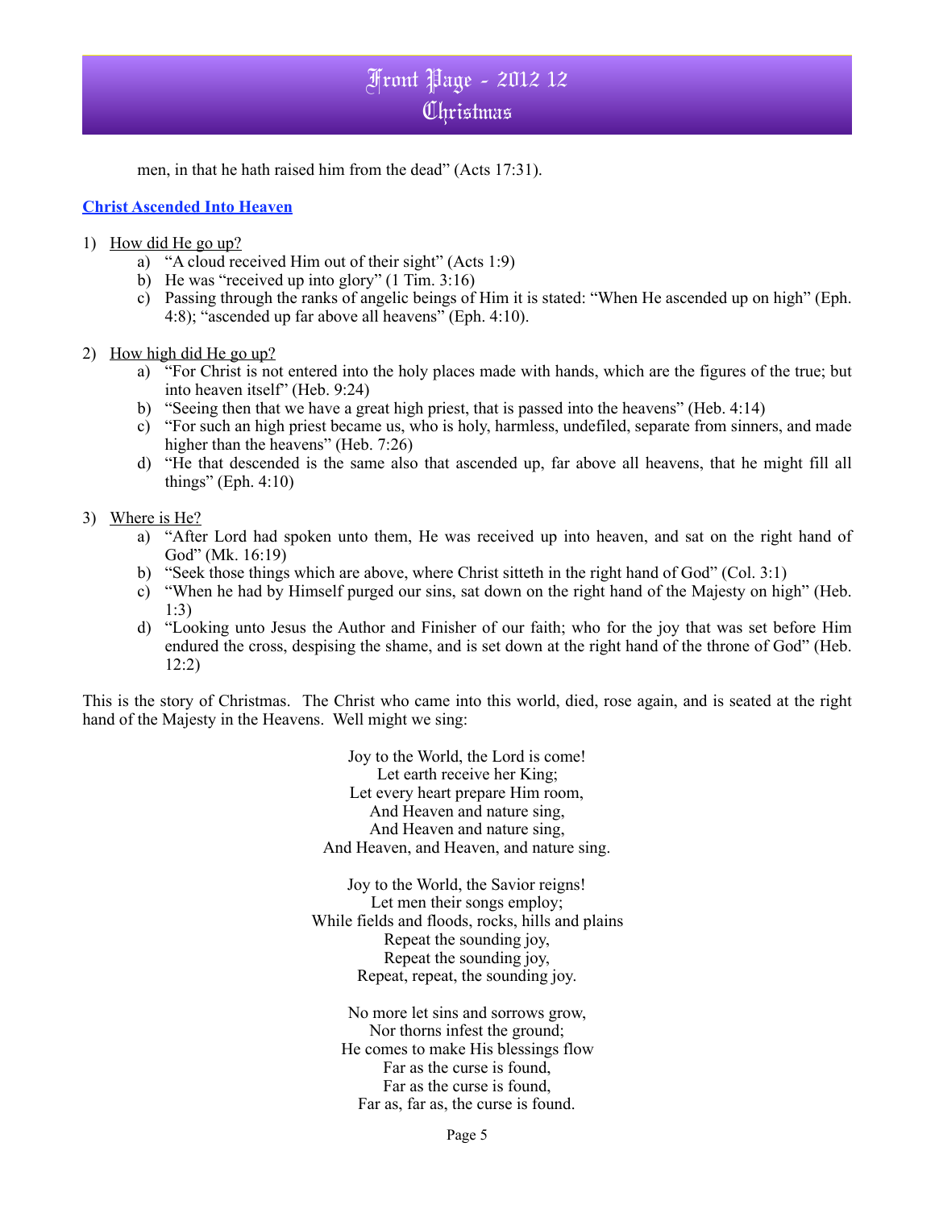men, in that he hath raised him from the dead" (Acts 17:31).

## Christ Ascended Into Heaven

1) How did He go up?
   a) "A cloud received Him out of their sight" (Acts 1:9)
   b) He was "received up into glory" (1 Tim. 3:16)
   c) Passing through the ranks of angelic beings of Him it is stated: "When He ascended up on high" (Eph. 4:8); "ascended up far above all heavens" (Eph. 4:10).

2) How high did He go up?
   a) "For Christ is not entered into the holy places made with hands, which are the figures of the true; but into heaven itself" (Heb. 9:24)
   b) "Seeing then that we have a great high priest, that is passed into the heavens" (Heb. 4:14)
   c) "For such an high priest became us, who is holy, harmless, undefiled, separate from sinners, and made higher than the heavens" (Heb. 7:26)
   d) "He that descended is the same also that ascended up, far above all heavens, that he might fill all things" (Eph. 4:10)

3) Where is He?
   a) "After Lord had spoken unto them, He was received up into heaven, and sat on the right hand of God" (Mk. 16:19)
   b) "Seek those things which are above, where Christ sitteth in the right hand of God" (Col. 3:1)
   c) "When he had by Himself purged our sins, sat down on the right hand of the Majesty on high" (Heb. 1:3)
   d) "Looking unto Jesus the Author and Finisher of our faith; who for the joy that was set before Him endured the cross, despising the shame, and is set down at the right hand of the throne of God" (Heb. 12:2)

This is the story of Christmas. The Christ who came into this world, died, rose again, and is seated at the right hand of the Majesty in the Heavens. Well might we sing:

Joy to the World, the Lord is come!
Let earth receive her King;
Let every heart prepare Him room,
And Heaven and nature sing,
And Heaven and nature sing,
And Heaven, and Heaven, and nature sing.

Joy to the World, the Savior reigns!
Let men their songs employ;
While fields and floods, rocks, hills and plains
Repeat the sounding joy,
Repeat the sounding joy,
Repeat, repeat, the sounding joy.

No more let sins and sorrows grow,
Nor thorns infest the ground;
He comes to make His blessings flow
Far as the curse is found,
Far as the curse is found,
Far as, far as, the curse is found.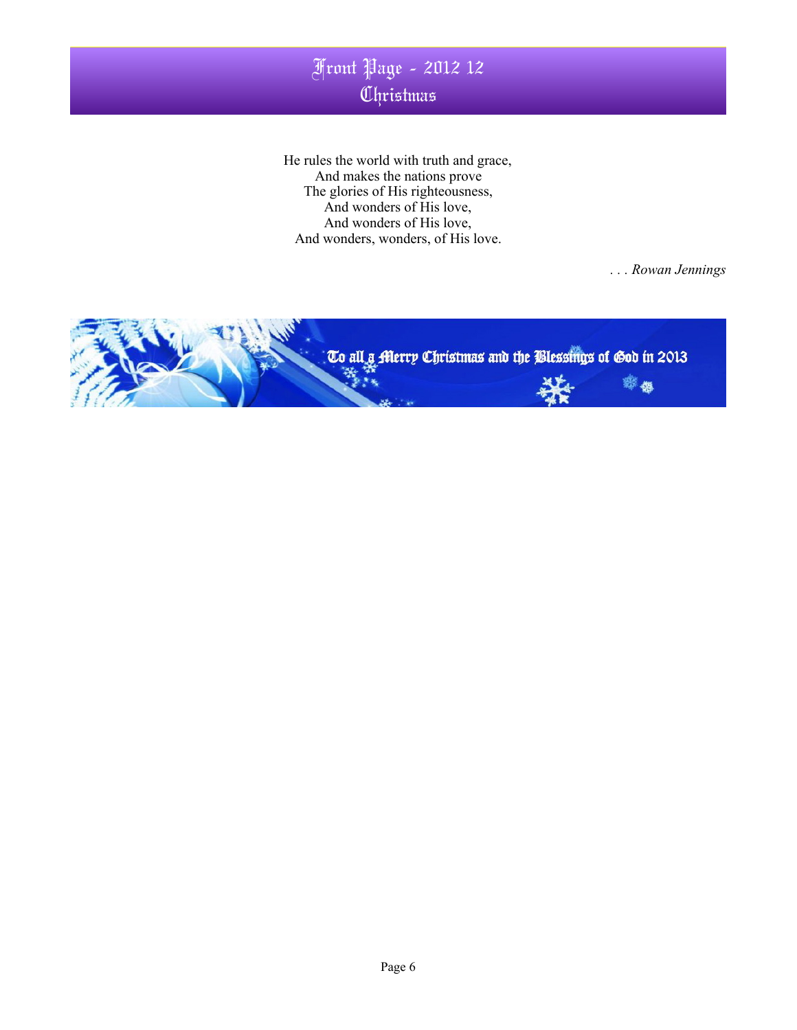# Front Page - 2012 12
# Christmas

He rules the world with truth and grace,  
And makes the nations prove  
The glories of His righteousness,  
And wonders of His love,  
And wonders of His love,  
And wonders, wonders, of His love.

. . . *Rowan Jennings*

To all a Merry Christmas and the Blessings of God in 2013